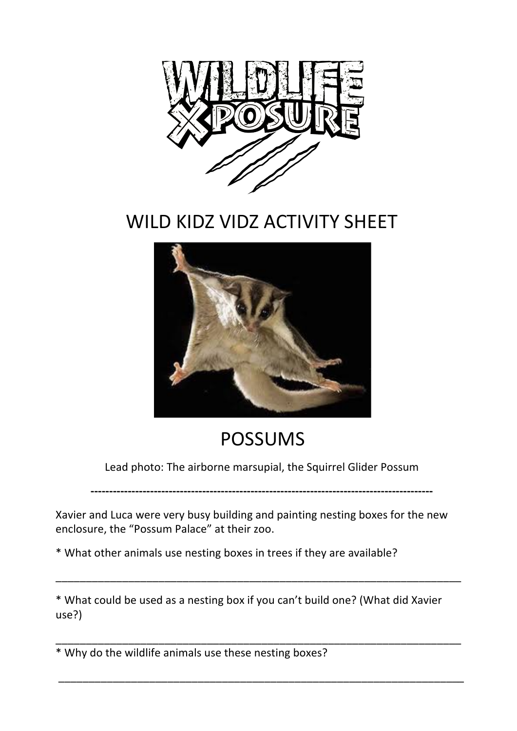# WILDLIFE XPOSURE

## WILD KIDZ VIDZ ACTIVITY SHEET

## POSSUMS

Lead photo: The airborne marsupial, the Squirrel Glider Possum

---

Xavier and Luca were very busy building and painting nesting boxes for the new enclosure, the "Possum Palace" at their zoo.

* What other animals use nesting boxes in trees if they are available?

_______________________________________________________________________

* What could be used as a nesting box if you can't build one? (What did Xavier use?)

_______________________________________________________________________

* Why do the wildlife animals use these nesting boxes?

_______________________________________________________________________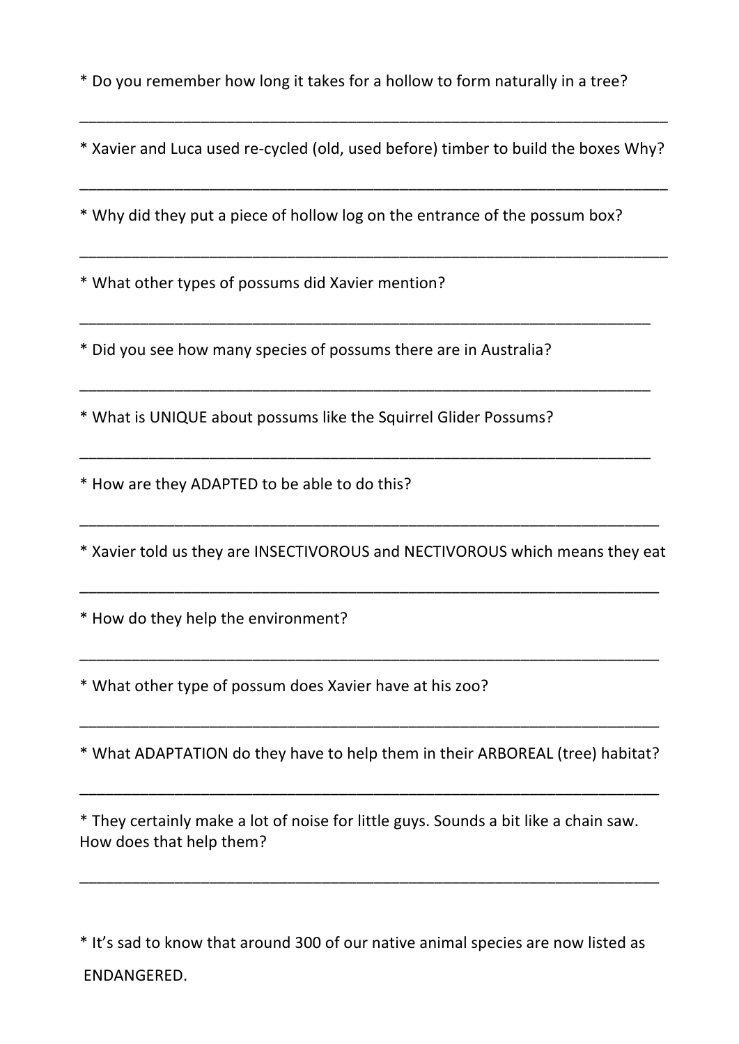* Do you remember how long it takes for a hollow to form naturally in a tree?

______________________________________________________________________

* Xavier and Luca used re-cycled (old, used before) timber to build the boxes Why?

______________________________________________________________________

* Why did they put a piece of hollow log on the entrance of the possum box?

______________________________________________________________________

* What other types of possums did Xavier mention?

____________________________________________________________________

* Did you see how many species of possums there are in Australia?

____________________________________________________________________

* What is UNIQUE about possums like the Squirrel Glider Possums?

____________________________________________________________________

* How are they ADAPTED to be able to do this?

_____________________________________________________________________

* Xavier told us they are INSECTIVOROUS and NECTIVOROUS which means they eat

_____________________________________________________________________

* How do they help the environment?

_____________________________________________________________________

* What other type of possum does Xavier have at his zoo?

_____________________________________________________________________

* What ADAPTATION do they have to help them in their ARBOREAL (tree) habitat?

_____________________________________________________________________

* They certainly make a lot of noise for little guys. Sounds a bit like a chain saw. How does that help them?

_____________________________________________________________________

* It's sad to know that around 300 of our native animal species are now listed as ENDANGERED.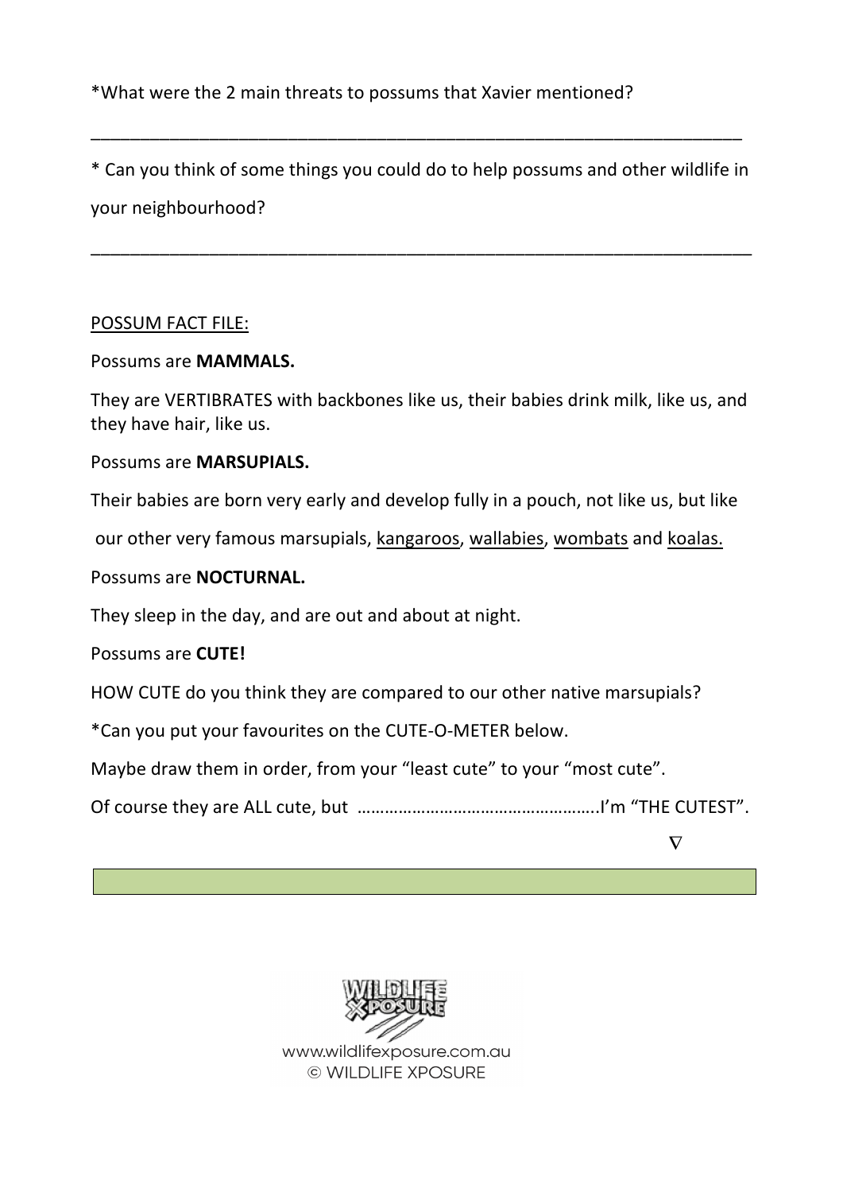*What were the 2 main threats to possums that Xavier mentioned?

___________________________________________________________________

* Can you think of some things you could do to help possums and other wildlife in your neighbourhood?

___________________________________________________________________

POSSUM FACT FILE:

Possums are **MAMMALS.**

They are VERTIBRATES with backbones like us, their babies drink milk, like us, and they have hair, like us.

Possums are **MARSUPIALS.**

Their babies are born very early and develop fully in a pouch, not like us, but like our other very famous marsupials, kangaroos, wallabies, wombats and koalas.

Possums are **NOCTURNAL.**

They sleep in the day, and are out and about at night.

Possums are **CUTE!**

HOW CUTE do you think they are compared to our other native marsupials?

*Can you put your favourites on the CUTE-O-METER below.

Maybe draw them in order, from your "least cute" to your "most cute".

Of course they are ALL cute, but ……………………………………………..I'm "THE CUTEST".

∇

www.wildlifexposure.com.au
© WILDLIFE XPOSURE